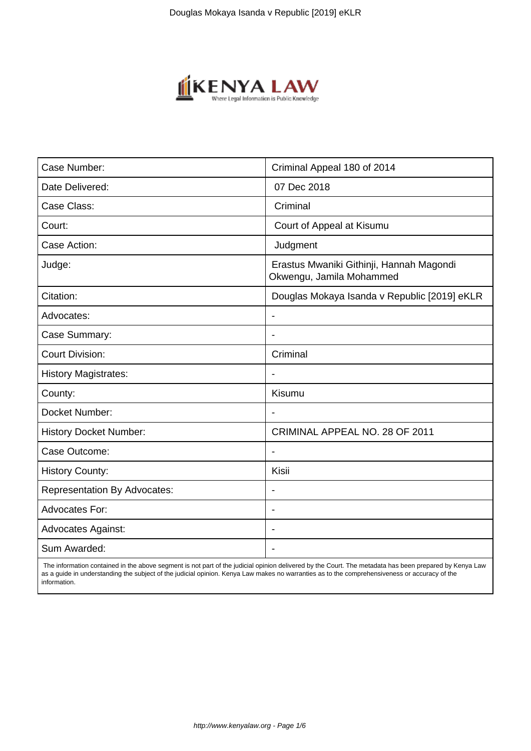| Case Number: | Criminal Appeal 180 of 2014 |
| --- | --- |
| Date Delivered: | 07 Dec 2018 |
| Case Class: | Criminal |
| Court: | Court of Appeal at Kisumu |
| Case Action: | Judgment |
| Judge: | Erastus Mwaniki Githinji, Hannah Magondi Okwengu, Jamila Mohammed |
| Citation: | Douglas Mokaya Isanda v Republic [2019] eKLR |
| Advocates: | - |
| Case Summary: | - |
| Court Division: | Criminal |
| History Magistrates: | - |
| County: | Kisumu |
| Docket Number: | - |
| History Docket Number: | CRIMINAL APPEAL NO. 28 OF 2011 |
| Case Outcome: | - |
| History County: | Kisii |
| Representation By Advocates: | - |
| Advocates For: | - |
| Advocates Against: | - |
| Sum Awarded: | - |

The information contained in the above segment is not part of the judicial opinion delivered by the Court. The metadata has been prepared by Kenya Law as a guide in understanding the subject of the judicial opinion. Kenya Law makes no warranties as to the comprehensiveness or accuracy of the information.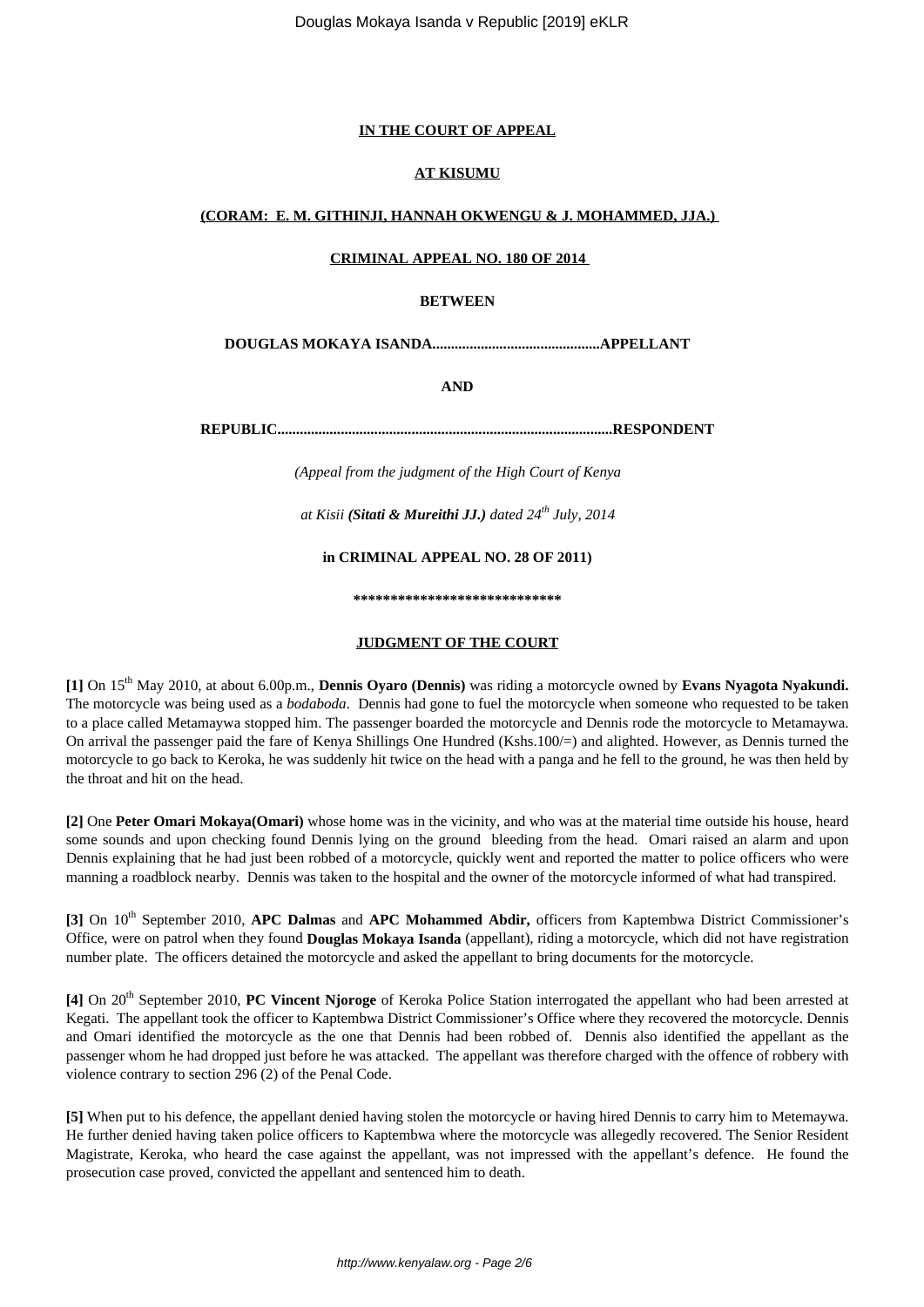**IN THE COURT OF APPEAL**

**AT KISUMU**

**(CORAM: E. M. GITHINJI, HANNAH OKWENGU & J. MOHAMMED, JJA.)**

**CRIMINAL APPEAL NO. 180 OF 2014**

**BETWEEN**

**DOUGLAS MOKAYA ISANDA............................................APPELLANT**

**AND**

**REPUBLIC.........................................................................................RESPONDENT**

*(Appeal from the judgment of the High Court of Kenya*

*at Kisii **(Sitati & Mureithi JJ.)** dated 24th July, 2014*

**in CRIMINAL APPEAL NO. 28 OF 2011)**

\*\*\*\*\*\*\*\*\*\*\*\*\*\*\*\*\*\*\*\*\*\*\*\*\*\*\*\*

**JUDGMENT OF THE COURT**

**[1]** On 15th May 2010, at about 6.00p.m., **Dennis Oyaro (Dennis)** was riding a motorcycle owned by **Evans Nyagota Nyakundi.** The motorcycle was being used as a *bodaboda*. Dennis had gone to fuel the motorcycle when someone who requested to be taken to a place called Metamaywa stopped him. The passenger boarded the motorcycle and Dennis rode the motorcycle to Metamaywa. On arrival the passenger paid the fare of Kenya Shillings One Hundred (Kshs.100/=) and alighted. However, as Dennis turned the motorcycle to go back to Keroka, he was suddenly hit twice on the head with a panga and he fell to the ground, he was then held by the throat and hit on the head.

**[2]** One **Peter Omari Mokaya(Omari)** whose home was in the vicinity, and who was at the material time outside his house, heard some sounds and upon checking found Dennis lying on the ground bleeding from the head. Omari raised an alarm and upon Dennis explaining that he had just been robbed of a motorcycle, quickly went and reported the matter to police officers who were manning a roadblock nearby. Dennis was taken to the hospital and the owner of the motorcycle informed of what had transpired.

**[3]** On 10th September 2010, **APC Dalmas** and **APC Mohammed Abdir,** officers from Kaptembwa District Commissioner's Office, were on patrol when they found **Douglas Mokaya Isanda** (appellant), riding a motorcycle, which did not have registration number plate. The officers detained the motorcycle and asked the appellant to bring documents for the motorcycle.

**[4]** On 20th September 2010, **PC Vincent Njoroge** of Keroka Police Station interrogated the appellant who had been arrested at Kegati. The appellant took the officer to Kaptembwa District Commissioner's Office where they recovered the motorcycle. Dennis and Omari identified the motorcycle as the one that Dennis had been robbed of. Dennis also identified the appellant as the passenger whom he had dropped just before he was attacked. The appellant was therefore charged with the offence of robbery with violence contrary to section 296 (2) of the Penal Code.

**[5]** When put to his defence, the appellant denied having stolen the motorcycle or having hired Dennis to carry him to Metemaywa. He further denied having taken police officers to Kaptembwa where the motorcycle was allegedly recovered. The Senior Resident Magistrate, Keroka, who heard the case against the appellant, was not impressed with the appellant's defence. He found the prosecution case proved, convicted the appellant and sentenced him to death.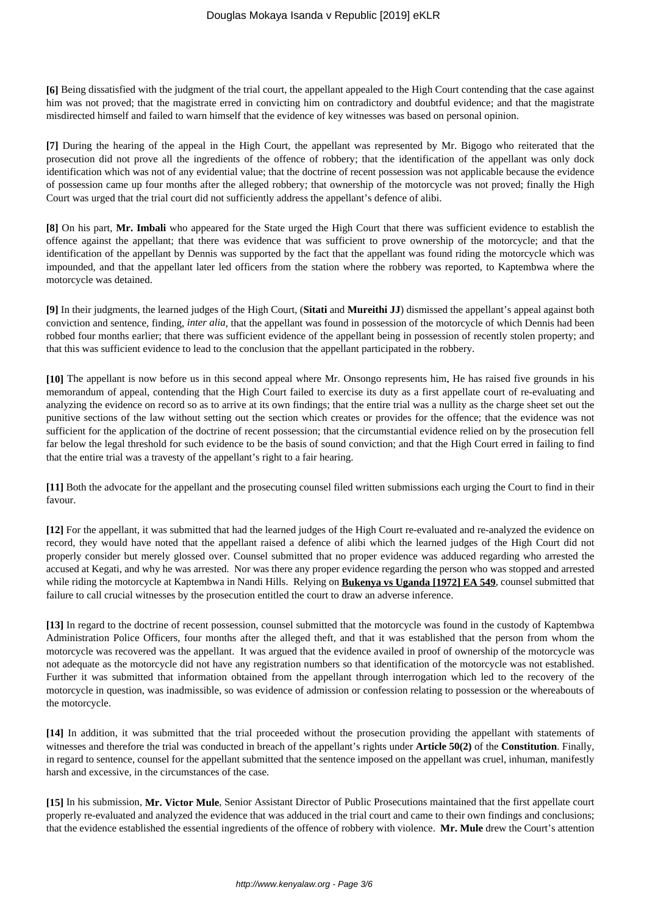**[6]** Being dissatisfied with the judgment of the trial court, the appellant appealed to the High Court contending that the case against him was not proved; that the magistrate erred in convicting him on contradictory and doubtful evidence; and that the magistrate misdirected himself and failed to warn himself that the evidence of key witnesses was based on personal opinion.

**[7]** During the hearing of the appeal in the High Court, the appellant was represented by Mr. Bigogo who reiterated that the prosecution did not prove all the ingredients of the offence of robbery; that the identification of the appellant was only dock identification which was not of any evidential value; that the doctrine of recent possession was not applicable because the evidence of possession came up four months after the alleged robbery; that ownership of the motorcycle was not proved; finally the High Court was urged that the trial court did not sufficiently address the appellant's defence of alibi.

**[8]** On his part, **Mr. Imbali** who appeared for the State urged the High Court that there was sufficient evidence to establish the offence against the appellant; that there was evidence that was sufficient to prove ownership of the motorcycle; and that the identification of the appellant by Dennis was supported by the fact that the appellant was found riding the motorcycle which was impounded, and that the appellant later led officers from the station where the robbery was reported, to Kaptembwa where the motorcycle was detained.

**[9]** In their judgments, the learned judges of the High Court, (**Sitati** and **Mureithi JJ**) dismissed the appellant's appeal against both conviction and sentence, finding, *inter alia*, that the appellant was found in possession of the motorcycle of which Dennis had been robbed four months earlier; that there was sufficient evidence of the appellant being in possession of recently stolen property; and that this was sufficient evidence to lead to the conclusion that the appellant participated in the robbery.

**[10]** The appellant is now before us in this second appeal where Mr. Onsongo represents him**.** He has raised five grounds in his memorandum of appeal, contending that the High Court failed to exercise its duty as a first appellate court of re-evaluating and analyzing the evidence on record so as to arrive at its own findings; that the entire trial was a nullity as the charge sheet set out the punitive sections of the law without setting out the section which creates or provides for the offence; that the evidence was not sufficient for the application of the doctrine of recent possession; that the circumstantial evidence relied on by the prosecution fell far below the legal threshold for such evidence to be the basis of sound conviction; and that the High Court erred in failing to find that the entire trial was a travesty of the appellant's right to a fair hearing.

**[11]** Both the advocate for the appellant and the prosecuting counsel filed written submissions each urging the Court to find in their favour.

**[12]** For the appellant, it was submitted that had the learned judges of the High Court re-evaluated and re-analyzed the evidence on record, they would have noted that the appellant raised a defence of alibi which the learned judges of the High Court did not properly consider but merely glossed over. Counsel submitted that no proper evidence was adduced regarding who arrested the accused at Kegati, and why he was arrested. Nor was there any proper evidence regarding the person who was stopped and arrested while riding the motorcycle at Kaptembwa in Nandi Hills. Relying on **Bukenya vs Uganda [1972] EA 549**, counsel submitted that failure to call crucial witnesses by the prosecution entitled the court to draw an adverse inference.

**[13]** In regard to the doctrine of recent possession, counsel submitted that the motorcycle was found in the custody of Kaptembwa Administration Police Officers, four months after the alleged theft, and that it was established that the person from whom the motorcycle was recovered was the appellant. It was argued that the evidence availed in proof of ownership of the motorcycle was not adequate as the motorcycle did not have any registration numbers so that identification of the motorcycle was not established. Further it was submitted that information obtained from the appellant through interrogation which led to the recovery of the motorcycle in question, was inadmissible, so was evidence of admission or confession relating to possession or the whereabouts of the motorcycle.

**[14]** In addition, it was submitted that the trial proceeded without the prosecution providing the appellant with statements of witnesses and therefore the trial was conducted in breach of the appellant's rights under **Article 50(2)** of the **Constitution**. Finally, in regard to sentence, counsel for the appellant submitted that the sentence imposed on the appellant was cruel, inhuman, manifestly harsh and excessive, in the circumstances of the case.

**[15]** In his submission, **Mr. Victor Mule**, Senior Assistant Director of Public Prosecutions maintained that the first appellate court properly re-evaluated and analyzed the evidence that was adduced in the trial court and came to their own findings and conclusions; that the evidence established the essential ingredients of the offence of robbery with violence. **Mr. Mule** drew the Court's attention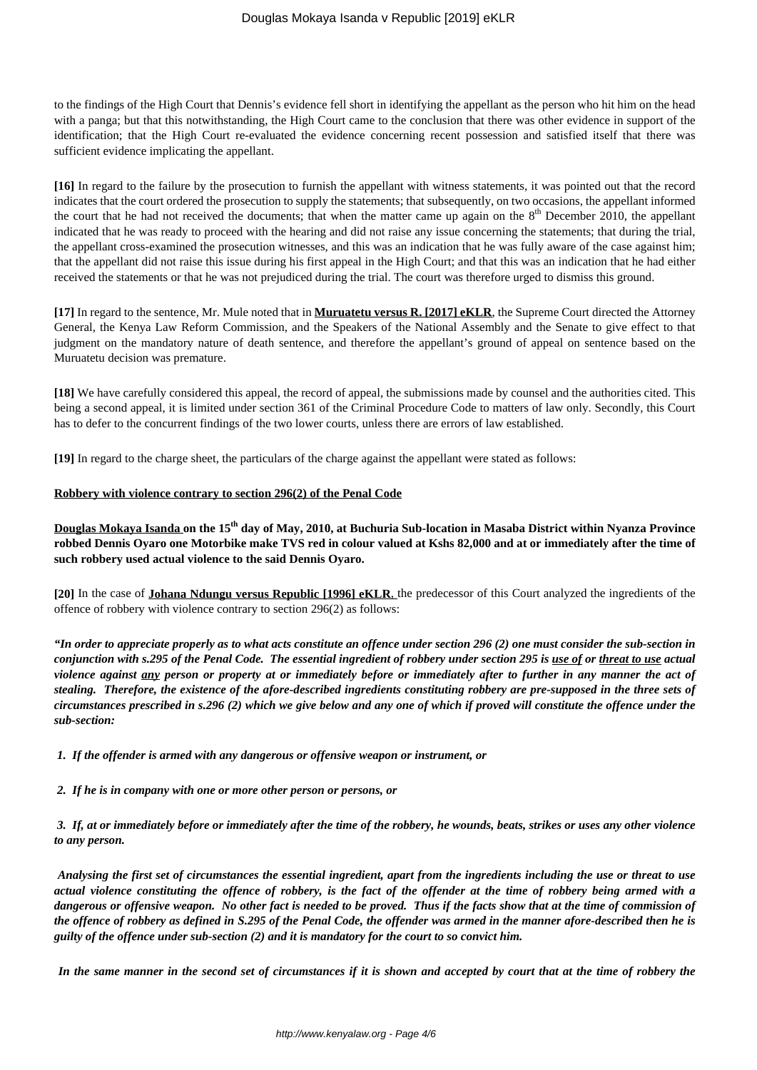to the findings of the High Court that Dennis's evidence fell short in identifying the appellant as the person who hit him on the head with a panga; but that this notwithstanding, the High Court came to the conclusion that there was other evidence in support of the identification; that the High Court re-evaluated the evidence concerning recent possession and satisfied itself that there was sufficient evidence implicating the appellant.

**[16]** In regard to the failure by the prosecution to furnish the appellant with witness statements, it was pointed out that the record indicates that the court ordered the prosecution to supply the statements; that subsequently, on two occasions, the appellant informed the court that he had not received the documents; that when the matter came up again on the 8th December 2010, the appellant indicated that he was ready to proceed with the hearing and did not raise any issue concerning the statements; that during the trial, the appellant cross-examined the prosecution witnesses, and this was an indication that he was fully aware of the case against him; that the appellant did not raise this issue during his first appeal in the High Court; and that this was an indication that he had either received the statements or that he was not prejudiced during the trial. The court was therefore urged to dismiss this ground.

**[17]** In regard to the sentence, Mr. Mule noted that in **Muruatetu versus R. [2017] eKLR**, the Supreme Court directed the Attorney General, the Kenya Law Reform Commission, and the Speakers of the National Assembly and the Senate to give effect to that judgment on the mandatory nature of death sentence, and therefore the appellant's ground of appeal on sentence based on the Muruatetu decision was premature.

**[18]** We have carefully considered this appeal, the record of appeal, the submissions made by counsel and the authorities cited. This being a second appeal, it is limited under section 361 of the Criminal Procedure Code to matters of law only. Secondly, this Court has to defer to the concurrent findings of the two lower courts, unless there are errors of law established.

**[19]** In regard to the charge sheet, the particulars of the charge against the appellant were stated as follows:

**Robbery with violence contrary to section 296(2) of the Penal Code**

**Douglas Mokaya Isanda on the 15th day of May, 2010, at Buchuria Sub-location in Masaba District within Nyanza Province robbed Dennis Oyaro one Motorbike make TVS red in colour valued at Kshs 82,000 and at or immediately after the time of such robbery used actual violence to the said Dennis Oyaro.**

**[20]** In the case of **Johana Ndungu versus Republic [1996] eKLR**, the predecessor of this Court analyzed the ingredients of the offence of robbery with violence contrary to section 296(2) as follows:

***"In order to appreciate properly as to what acts constitute an offence under section 296 (2) one must consider the sub-section in conjunction with s.295 of the Penal Code. The essential ingredient of robbery under section 295 is use of or threat to use actual violence against any person or property at or immediately before or immediately after to further in any manner the act of stealing. Therefore, the existence of the afore-described ingredients constituting robbery are pre-supposed in the three sets of circumstances prescribed in s.296 (2) which we give below and any one of which if proved will constitute the offence under the sub-section:***

***1. If the offender is armed with any dangerous or offensive weapon or instrument, or***

***2. If he is in company with one or more other person or persons, or***

***3. If, at or immediately before or immediately after the time of the robbery, he wounds, beats, strikes or uses any other violence to any person.***

***Analysing the first set of circumstances the essential ingredient, apart from the ingredients including the use or threat to use actual violence constituting the offence of robbery, is the fact of the offender at the time of robbery being armed with a dangerous or offensive weapon. No other fact is needed to be proved. Thus if the facts show that at the time of commission of the offence of robbery as defined in S.295 of the Penal Code, the offender was armed in the manner afore-described then he is guilty of the offence under sub-section (2) and it is mandatory for the court to so convict him.***

***In the same manner in the second set of circumstances if it is shown and accepted by court that at the time of robbery the***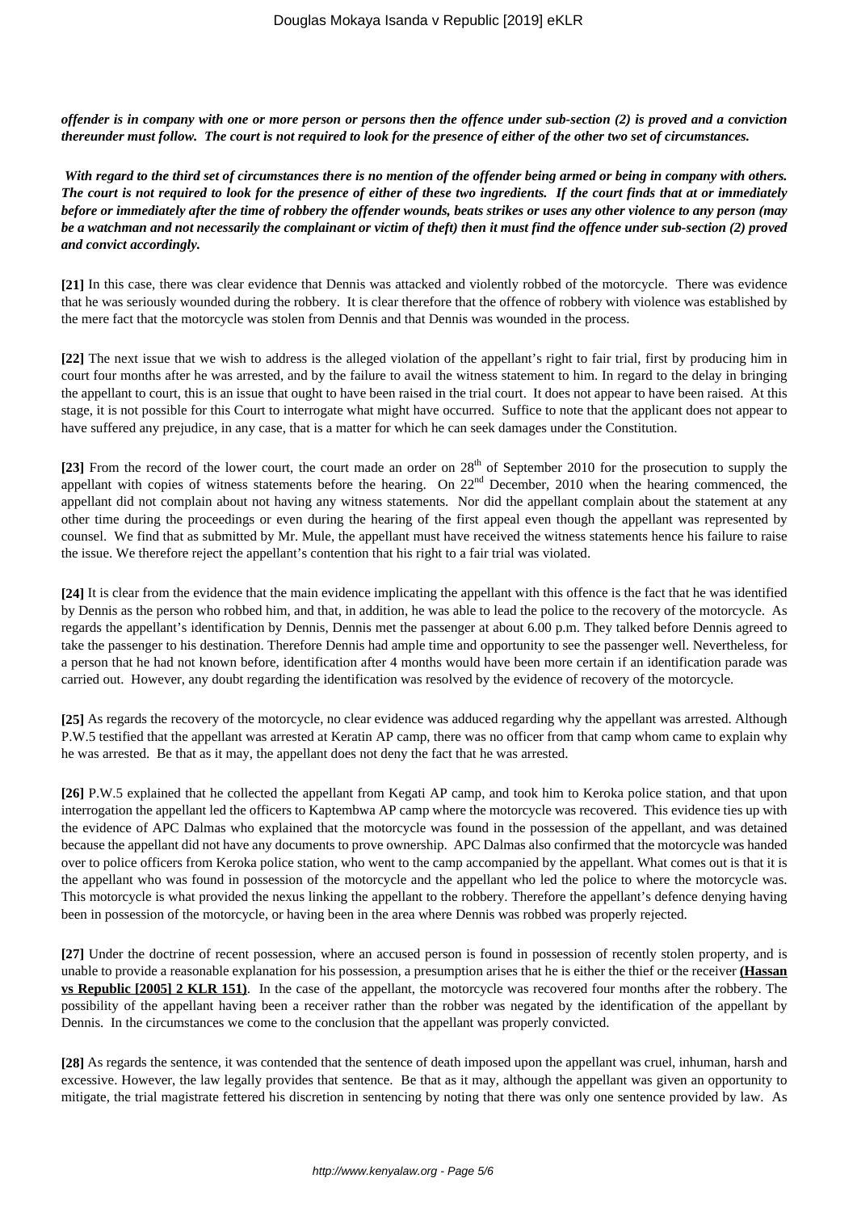***offender is in company with one or more person or persons then the offence under sub-section (2) is proved and a conviction thereunder must follow. The court is not required to look for the presence of either of the other two set of circumstances.***

***With regard to the third set of circumstances there is no mention of the offender being armed or being in company with others. The court is not required to look for the presence of either of these two ingredients. If the court finds that at or immediately before or immediately after the time of robbery the offender wounds, beats strikes or uses any other violence to any person (may be a watchman and not necessarily the complainant or victim of theft) then it must find the offence under sub-section (2) proved and convict accordingly.***

**[21]** In this case, there was clear evidence that Dennis was attacked and violently robbed of the motorcycle. There was evidence that he was seriously wounded during the robbery. It is clear therefore that the offence of robbery with violence was established by the mere fact that the motorcycle was stolen from Dennis and that Dennis was wounded in the process.

**[22]** The next issue that we wish to address is the alleged violation of the appellant's right to fair trial, first by producing him in court four months after he was arrested, and by the failure to avail the witness statement to him. In regard to the delay in bringing the appellant to court, this is an issue that ought to have been raised in the trial court. It does not appear to have been raised. At this stage, it is not possible for this Court to interrogate what might have occurred. Suffice to note that the applicant does not appear to have suffered any prejudice, in any case, that is a matter for which he can seek damages under the Constitution.

**[23]** From the record of the lower court, the court made an order on 28th of September 2010 for the prosecution to supply the appellant with copies of witness statements before the hearing. On 22nd December, 2010 when the hearing commenced, the appellant did not complain about not having any witness statements. Nor did the appellant complain about the statement at any other time during the proceedings or even during the hearing of the first appeal even though the appellant was represented by counsel. We find that as submitted by Mr. Mule, the appellant must have received the witness statements hence his failure to raise the issue. We therefore reject the appellant's contention that his right to a fair trial was violated.

**[24]** It is clear from the evidence that the main evidence implicating the appellant with this offence is the fact that he was identified by Dennis as the person who robbed him, and that, in addition, he was able to lead the police to the recovery of the motorcycle. As regards the appellant's identification by Dennis, Dennis met the passenger at about 6.00 p.m. They talked before Dennis agreed to take the passenger to his destination. Therefore Dennis had ample time and opportunity to see the passenger well. Nevertheless, for a person that he had not known before, identification after 4 months would have been more certain if an identification parade was carried out. However, any doubt regarding the identification was resolved by the evidence of recovery of the motorcycle.

**[25]** As regards the recovery of the motorcycle, no clear evidence was adduced regarding why the appellant was arrested. Although P.W.5 testified that the appellant was arrested at Keratin AP camp, there was no officer from that camp whom came to explain why he was arrested. Be that as it may, the appellant does not deny the fact that he was arrested.

**[26]** P.W.5 explained that he collected the appellant from Kegati AP camp, and took him to Keroka police station, and that upon interrogation the appellant led the officers to Kaptembwa AP camp where the motorcycle was recovered. This evidence ties up with the evidence of APC Dalmas who explained that the motorcycle was found in the possession of the appellant, and was detained because the appellant did not have any documents to prove ownership. APC Dalmas also confirmed that the motorcycle was handed over to police officers from Keroka police station, who went to the camp accompanied by the appellant. What comes out is that it is the appellant who was found in possession of the motorcycle and the appellant who led the police to where the motorcycle was. This motorcycle is what provided the nexus linking the appellant to the robbery. Therefore the appellant's defence denying having been in possession of the motorcycle, or having been in the area where Dennis was robbed was properly rejected.

**[27]** Under the doctrine of recent possession, where an accused person is found in possession of recently stolen property, and is unable to provide a reasonable explanation for his possession, a presumption arises that he is either the thief or the receiver **(Hassan vs Republic [2005] 2 KLR 151)**. In the case of the appellant, the motorcycle was recovered four months after the robbery. The possibility of the appellant having been a receiver rather than the robber was negated by the identification of the appellant by Dennis. In the circumstances we come to the conclusion that the appellant was properly convicted.

**[28]** As regards the sentence, it was contended that the sentence of death imposed upon the appellant was cruel, inhuman, harsh and excessive. However, the law legally provides that sentence. Be that as it may, although the appellant was given an opportunity to mitigate, the trial magistrate fettered his discretion in sentencing by noting that there was only one sentence provided by law. As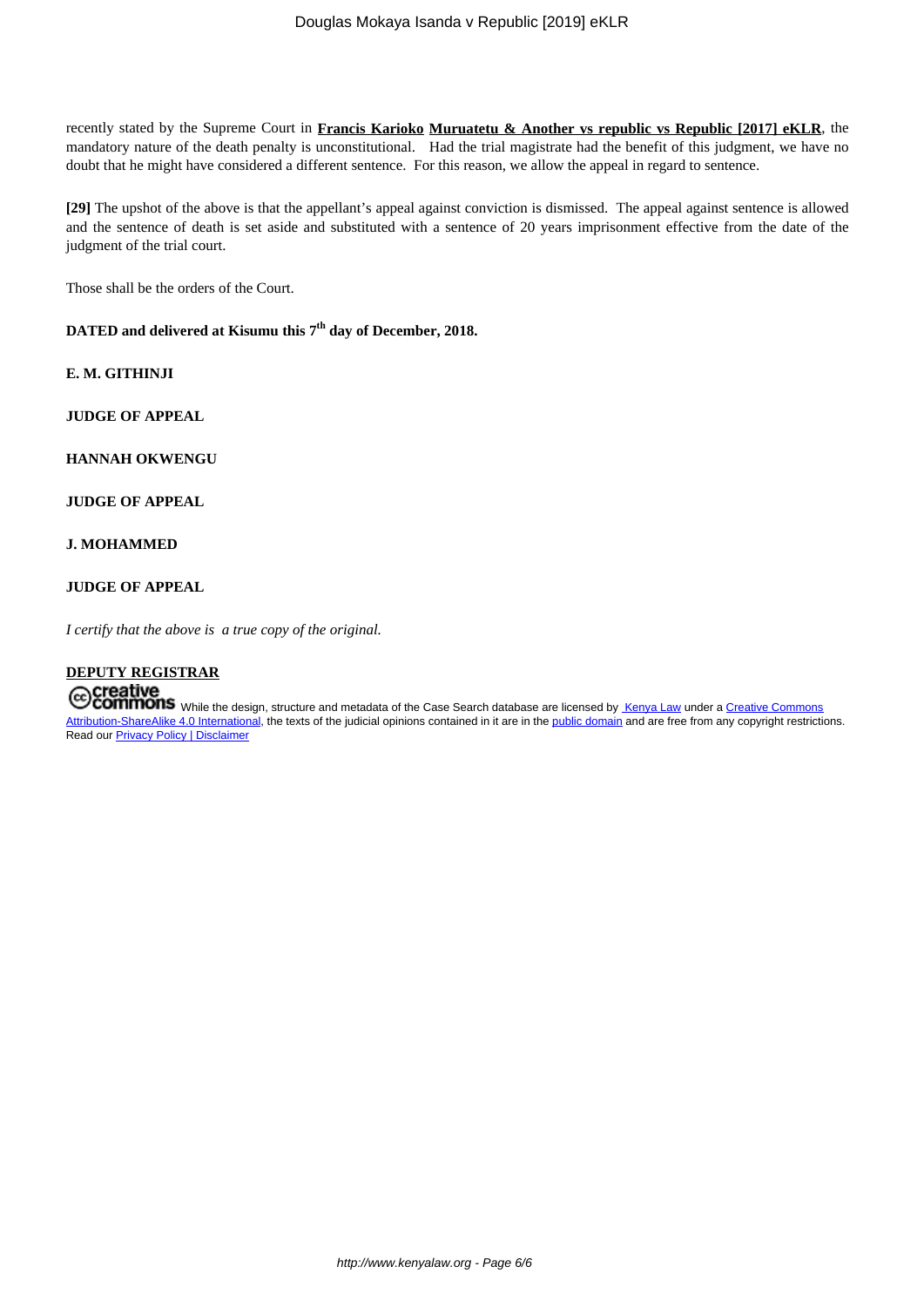recently stated by the Supreme Court in **Francis Karioko Muruatetu & Another vs republic vs Republic [2017] eKLR**, the mandatory nature of the death penalty is unconstitutional. Had the trial magistrate had the benefit of this judgment, we have no doubt that he might have considered a different sentence. For this reason, we allow the appeal in regard to sentence.

**[29]** The upshot of the above is that the appellant's appeal against conviction is dismissed. The appeal against sentence is allowed and the sentence of death is set aside and substituted with a sentence of 20 years imprisonment effective from the date of the judgment of the trial court.

Those shall be the orders of the Court.

**DATED and delivered at Kisumu this 7th day of December, 2018.**

**E. M. GITHINJI**

**JUDGE OF APPEAL**

**HANNAH OKWENGU**

**JUDGE OF APPEAL**

**J. MOHAMMED**

**JUDGE OF APPEAL**

*I certify that the above is a true copy of the original.*

**DEPUTY REGISTRAR**

While the design, structure and metadata of the Case Search database are licensed by Kenya Law under a Creative Commons Attribution-ShareAlike 4.0 International, the texts of the judicial opinions contained in it are in the public domain and are free from any copyright restrictions. Read our Privacy Policy | Disclaimer